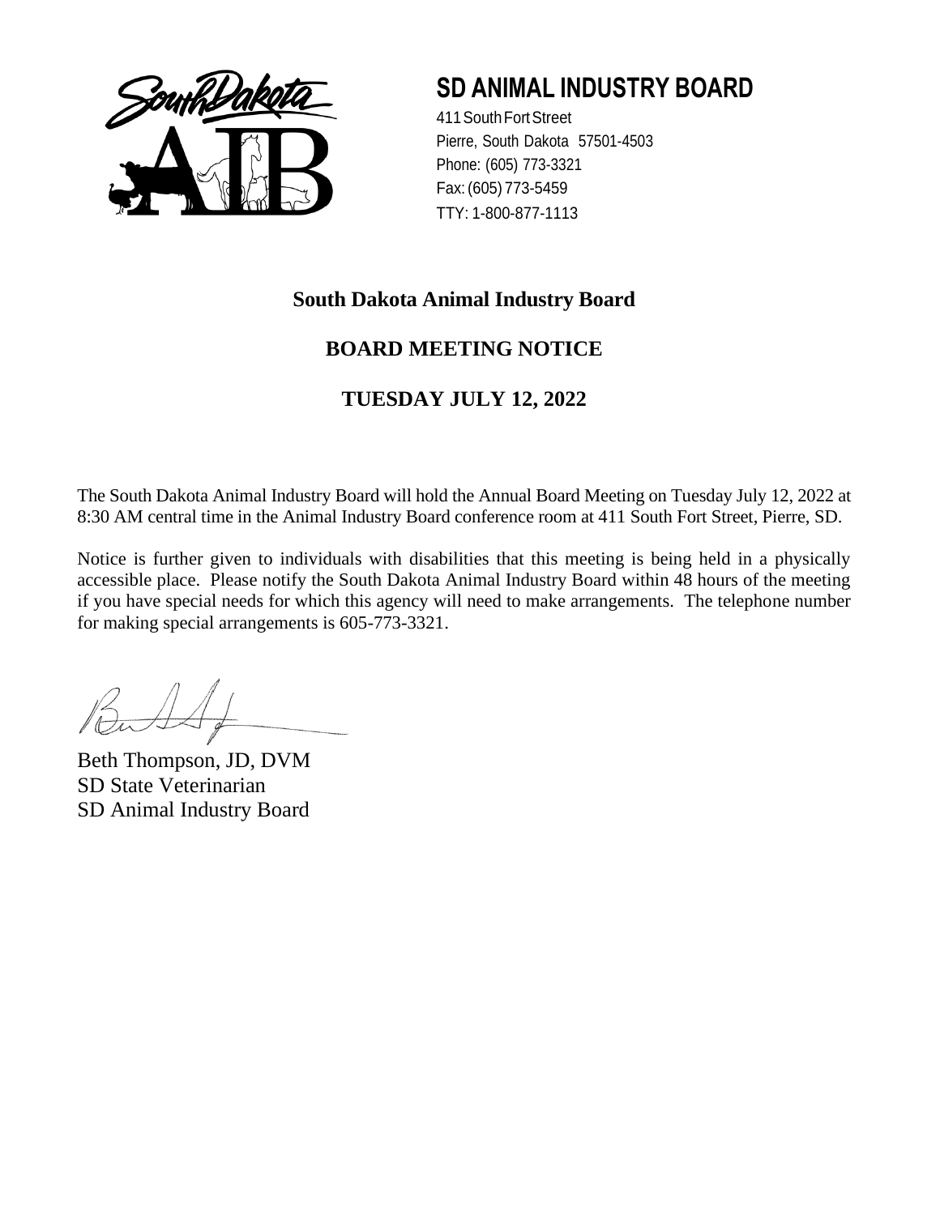# SD ANIMAL INDUSTRY BOARD

411 South Fort Street
Pierre, South Dakota 57501-4503
Phone: (605) 773-3321
Fax: (605) 773-5459
TTY: 1-800-877-1113

## South Dakota Animal Industry Board

## BOARD MEETING NOTICE

## TUESDAY JULY 12, 2022

The South Dakota Animal Industry Board will hold the Annual Board Meeting on Tuesday July 12, 2022 at 8:30 AM central time in the Animal Industry Board conference room at 411 South Fort Street, Pierre, SD.

Notice is further given to individuals with disabilities that this meeting is being held in a physically accessible place. Please notify the South Dakota Animal Industry Board within 48 hours of the meeting if you have special needs for which this agency will need to make arrangements. The telephone number for making special arrangements is 605-773-3321.

Beth Thompson, JD, DVM
SD State Veterinarian
SD Animal Industry Board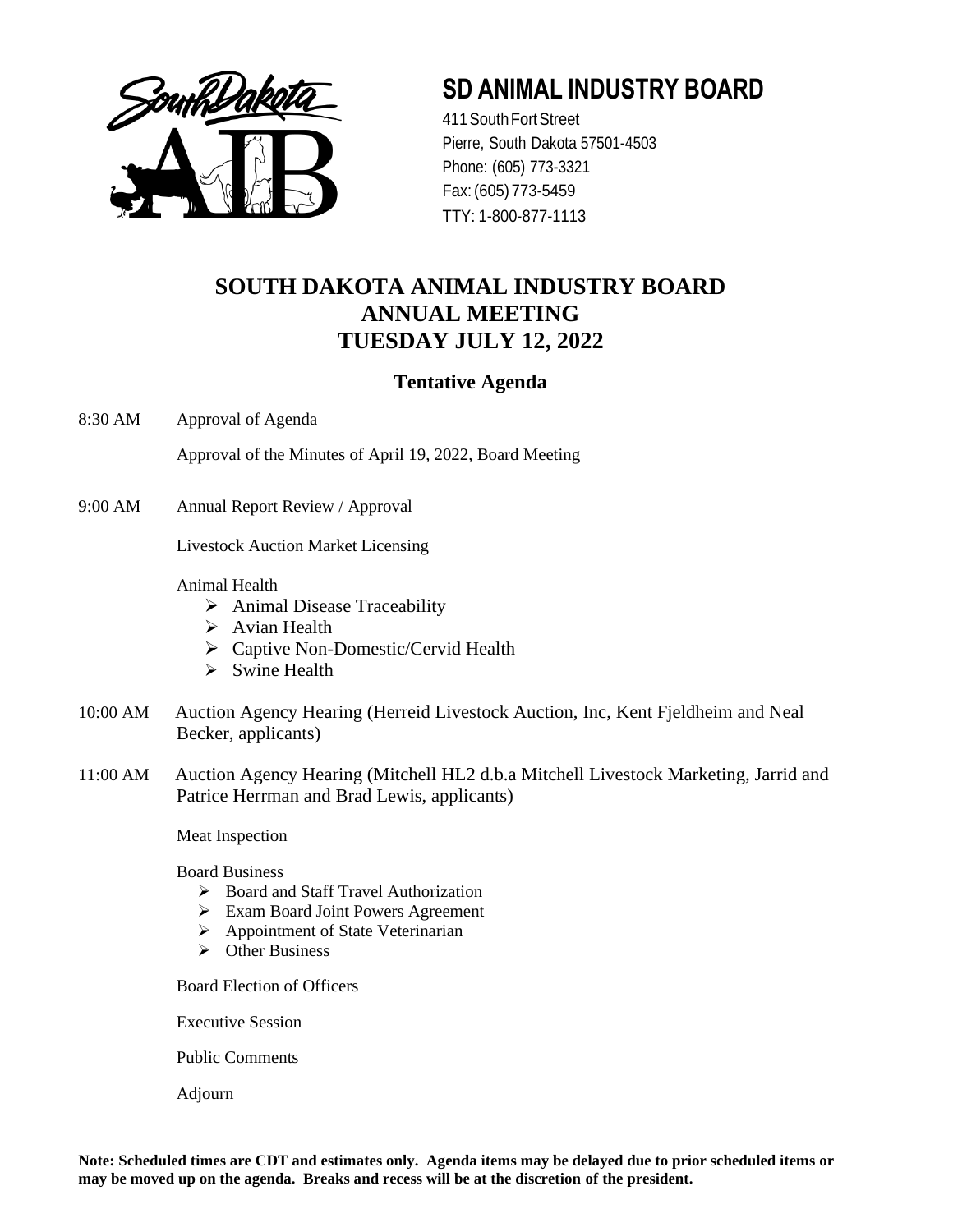# SD ANIMAL INDUSTRY BOARD

411 South Fort Street
Pierre, South Dakota 57501-4503
Phone: (605) 773-3321
Fax: (605) 773-5459
TTY: 1-800-877-1113

## SOUTH DAKOTA ANIMAL INDUSTRY BOARD
## ANNUAL MEETING
## TUESDAY JULY 12, 2022

### Tentative Agenda

8:30 AM Approval of Agenda

Approval of the Minutes of April 19, 2022, Board Meeting

9:00 AM Annual Report Review / Approval

Livestock Auction Market Licensing

Animal Health

- Animal Disease Traceability
- Avian Health
- Captive Non-Domestic/Cervid Health
- Swine Health

10:00 AM Auction Agency Hearing (Herreid Livestock Auction, Inc, Kent Fjeldheim and Neal Becker, applicants)

11:00 AM Auction Agency Hearing (Mitchell HL2 d.b.a Mitchell Livestock Marketing, Jarrid and Patrice Herrman and Brad Lewis, applicants)

Meat Inspection

Board Business

- Board and Staff Travel Authorization
- Exam Board Joint Powers Agreement
- Appointment of State Veterinarian
- Other Business

Board Election of Officers

Executive Session

Public Comments

Adjourn

**Note: Scheduled times are CDT and estimates only. Agenda items may be delayed due to prior scheduled items or may be moved up on the agenda. Breaks and recess will be at the discretion of the president.**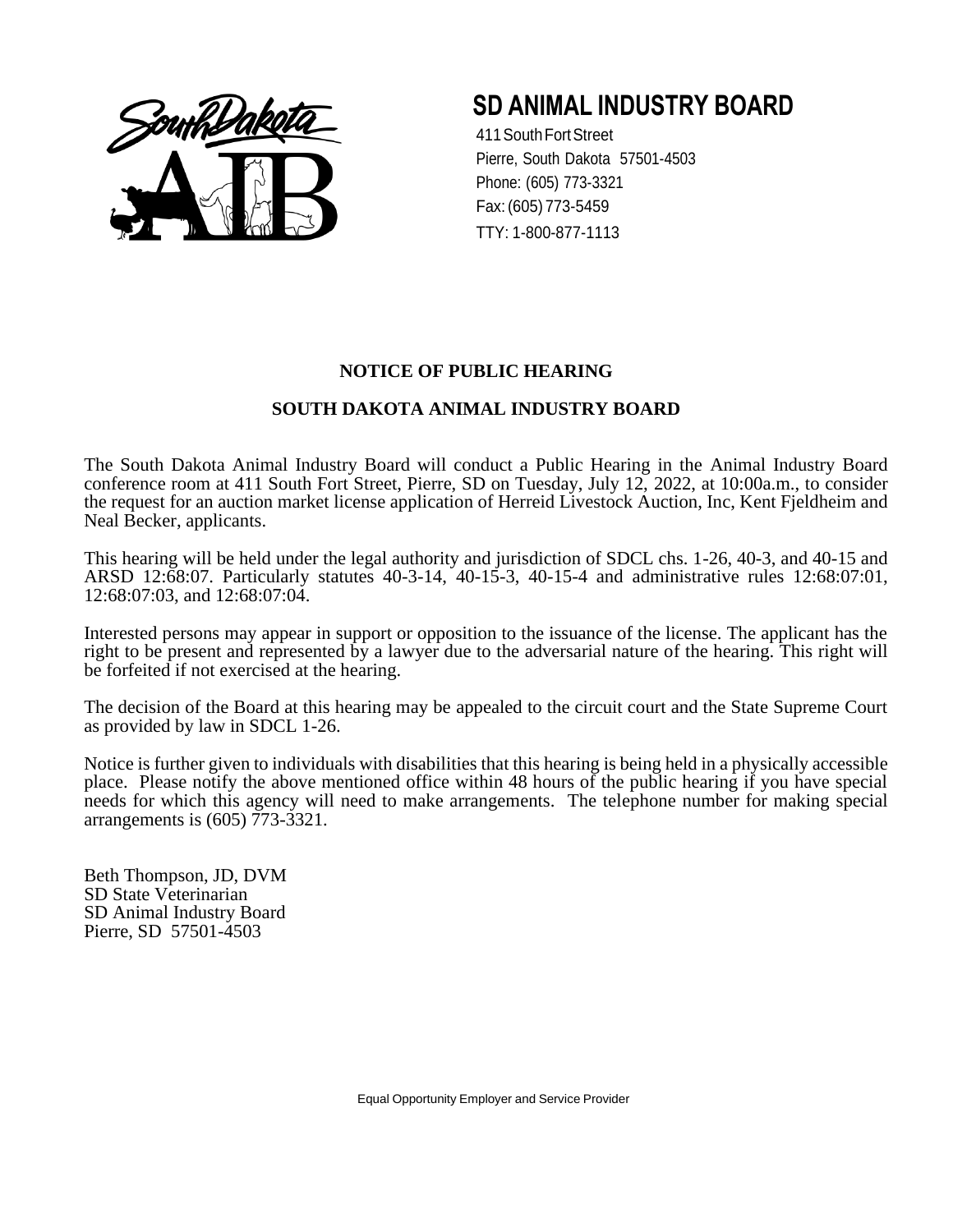# SD ANIMAL INDUSTRY BOARD

411 South Fort Street
Pierre, South Dakota 57501-4503
Phone: (605) 773-3321
Fax: (605) 773-5459
TTY: 1-800-877-1113

**NOTICE OF PUBLIC HEARING**

**SOUTH DAKOTA ANIMAL INDUSTRY BOARD**

The South Dakota Animal Industry Board will conduct a Public Hearing in the Animal Industry Board conference room at 411 South Fort Street, Pierre, SD on Tuesday, July 12, 2022, at 10:00a.m., to consider the request for an auction market license application of Herreid Livestock Auction, Inc, Kent Fjeldheim and Neal Becker, applicants.

This hearing will be held under the legal authority and jurisdiction of SDCL chs. 1-26, 40-3, and 40-15 and ARSD 12:68:07. Particularly statutes 40-3-14, 40-15-3, 40-15-4 and administrative rules 12:68:07:01, 12:68:07:03, and 12:68:07:04.

Interested persons may appear in support or opposition to the issuance of the license. The applicant has the right to be present and represented by a lawyer due to the adversarial nature of the hearing. This right will be forfeited if not exercised at the hearing.

The decision of the Board at this hearing may be appealed to the circuit court and the State Supreme Court as provided by law in SDCL 1-26.

Notice is further given to individuals with disabilities that this hearing is being held in a physically accessible place. Please notify the above mentioned office within 48 hours of the public hearing if you have special needs for which this agency will need to make arrangements. The telephone number for making special arrangements is (605) 773-3321.

Beth Thompson, JD, DVM
SD State Veterinarian
SD Animal Industry Board
Pierre, SD 57501-4503

Equal Opportunity Employer and Service Provider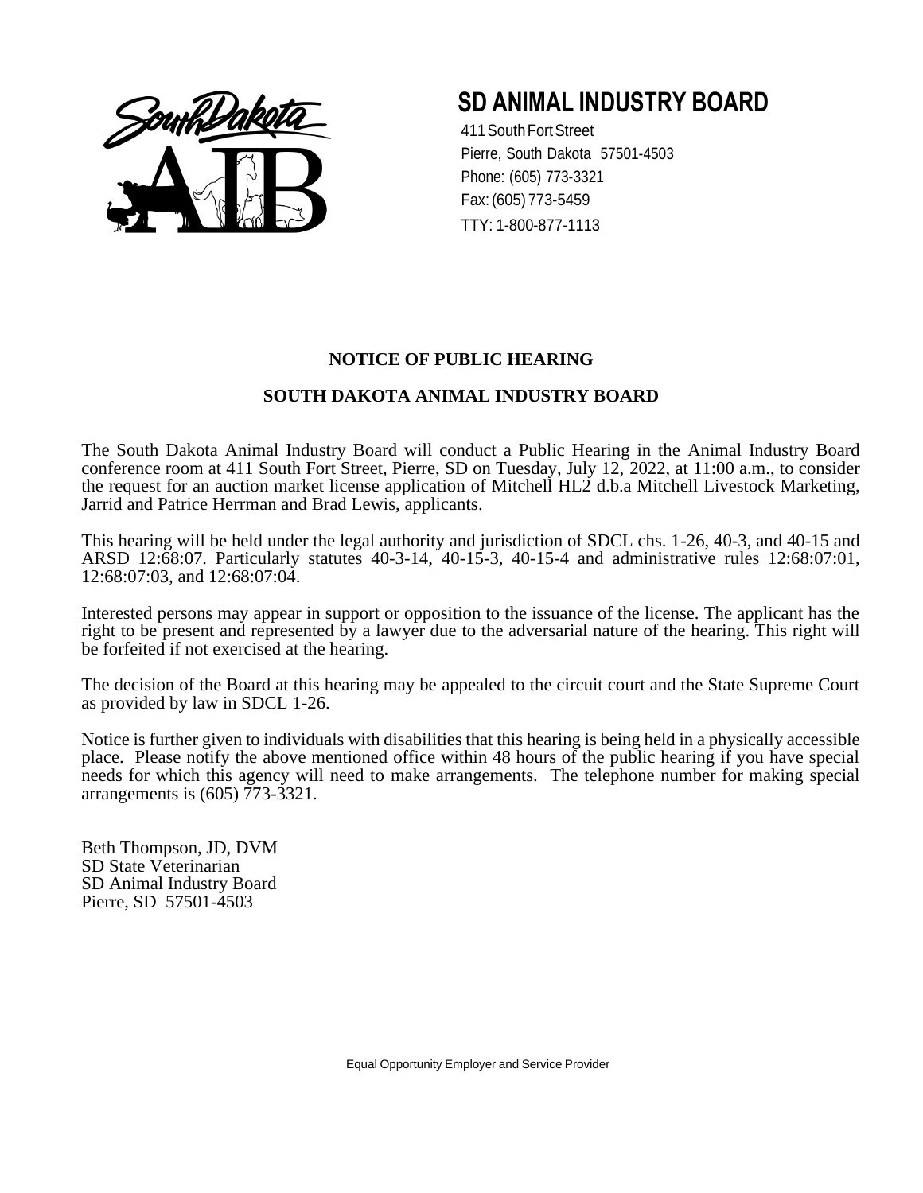# SD ANIMAL INDUSTRY BOARD

411 South Fort Street
Pierre, South Dakota 57501-4503
Phone: (605) 773-3321
Fax: (605) 773-5459
TTY: 1-800-877-1113

**NOTICE OF PUBLIC HEARING**

**SOUTH DAKOTA ANIMAL INDUSTRY BOARD**

The South Dakota Animal Industry Board will conduct a Public Hearing in the Animal Industry Board conference room at 411 South Fort Street, Pierre, SD on Tuesday, July 12, 2022, at 11:00 a.m., to consider the request for an auction market license application of Mitchell HL2 d.b.a Mitchell Livestock Marketing, Jarrid and Patrice Herrman and Brad Lewis, applicants.

This hearing will be held under the legal authority and jurisdiction of SDCL chs. 1-26, 40-3, and 40-15 and ARSD 12:68:07. Particularly statutes 40-3-14, 40-15-3, 40-15-4 and administrative rules 12:68:07:01, 12:68:07:03, and 12:68:07:04.

Interested persons may appear in support or opposition to the issuance of the license. The applicant has the right to be present and represented by a lawyer due to the adversarial nature of the hearing. This right will be forfeited if not exercised at the hearing.

The decision of the Board at this hearing may be appealed to the circuit court and the State Supreme Court as provided by law in SDCL 1-26.

Notice is further given to individuals with disabilities that this hearing is being held in a physically accessible place. Please notify the above mentioned office within 48 hours of the public hearing if you have special needs for which this agency will need to make arrangements. The telephone number for making special arrangements is (605) 773-3321.

Beth Thompson, JD, DVM
SD State Veterinarian
SD Animal Industry Board
Pierre, SD 57501-4503

Equal Opportunity Employer and Service Provider